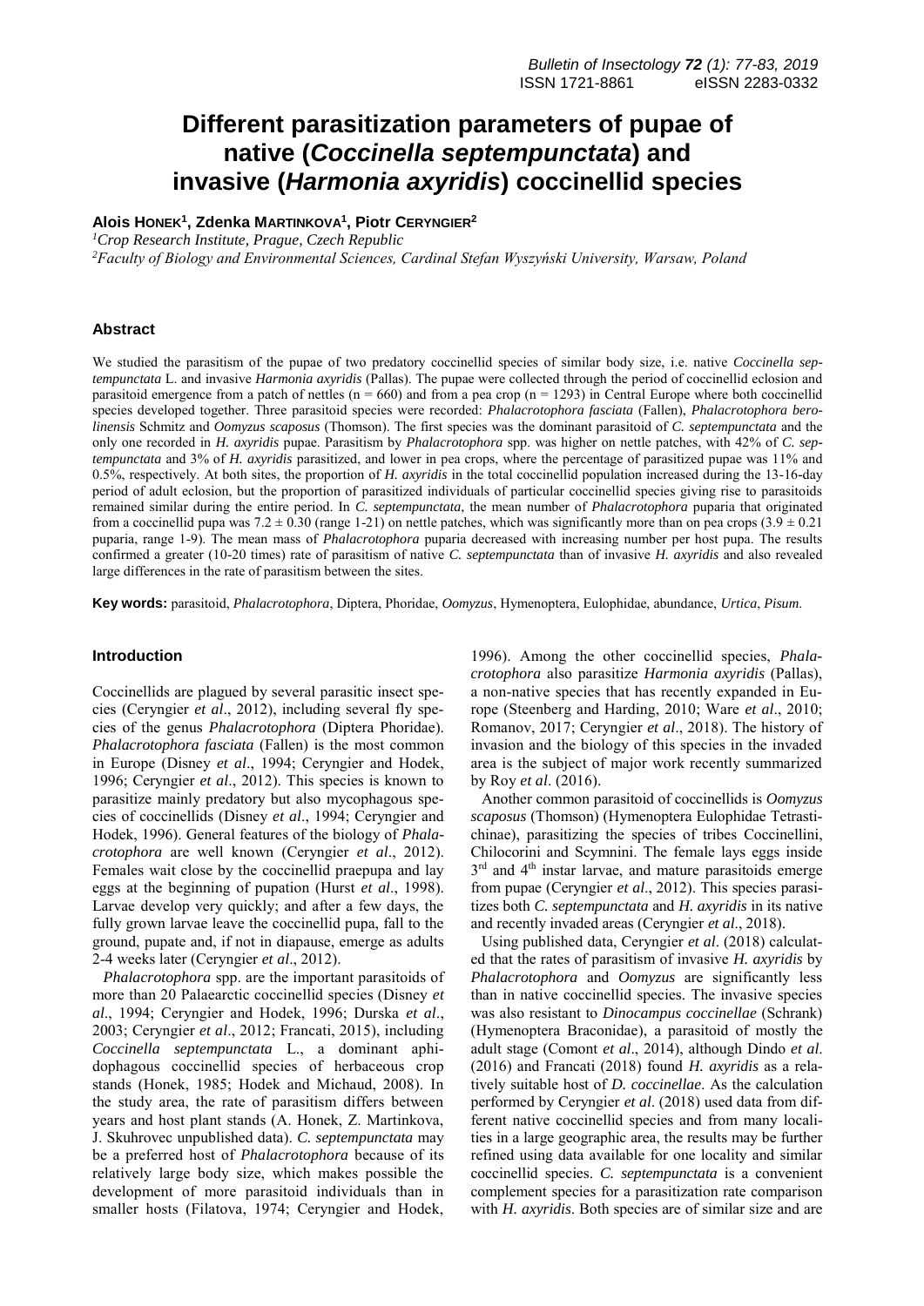# Different parasitization parameters of pupae of native (*Coccinella septempunctata*) and invasive (*Harmonia axyridis*) coccinellid species

**Alois Honek[1], Zdenka Martinkova[1], Piotr Ceryngier[2]**

[1]*Crop Research Institute, Prague, Czech Republic*
[2]*Faculty of Biology and Environmental Sciences, Cardinal Stefan Wyszyński University, Warsaw, Poland*

## Abstract

We studied the parasitism of the pupae of two predatory coccinellid species of similar body size, i.e. native *Coccinella septempunctata* L. and invasive *Harmonia axyridis* (Pallas). The pupae were collected through the period of coccinellid eclosion and parasitoid emergence from a patch of nettles (n = 660) and from a pea crop (n = 1293) in Central Europe where both coccinellid species developed together. Three parasitoid species were recorded: *Phalacrotophora fasciata* (Fallen), *Phalacrotophora berolinensis* Schmitz and *Oomyzus scaposus* (Thomson). The first species was the dominant parasitoid of *C. septempunctata* and the only one recorded in *H. axyridis* pupae. Parasitism by *Phalacrotophora* spp. was higher on nettle patches, with 42% of *C. septempunctata* and 3% of *H. axyridis* parasitized, and lower in pea crops, where the percentage of parasitized pupae was 11% and 0.5%, respectively. At both sites, the proportion of *H. axyridis* in the total coccinellid population increased during the 13-16-day period of adult eclosion, but the proportion of parasitized individuals of particular coccinellid species giving rise to parasitoids remained similar during the entire period. In *C. septempunctata*, the mean number of *Phalacrotophora* puparia that originated from a coccinellid pupa was 7.2 ± 0.30 (range 1-21) on nettle patches, which was significantly more than on pea crops (3.9 ± 0.21 puparia, range 1-9). The mean mass of *Phalacrotophora* puparia decreased with increasing number per host pupa. The results confirmed a greater (10-20 times) rate of parasitism of native *C. septempunctata* than of invasive *H. axyridis* and also revealed large differences in the rate of parasitism between the sites.

**Key words:** parasitoid, *Phalacrotophora*, Diptera, Phoridae, *Oomyzus*, Hymenoptera, Eulophidae, abundance, *Urtica*, *Pisum*.

## Introduction

Coccinellids are plagued by several parasitic insect species (Ceryngier *et al*., 2012), including several fly species of the genus *Phalacrotophora* (Diptera Phoridae). *Phalacrotophora fasciata* (Fallen) is the most common in Europe (Disney *et al*., 1994; Ceryngier and Hodek, 1996; Ceryngier *et al*., 2012). This species is known to parasitize mainly predatory but also mycophagous species of coccinellids (Disney *et al*., 1994; Ceryngier and Hodek, 1996). General features of the biology of *Phalacrotophora* are well known (Ceryngier *et al*., 2012). Females wait close by the coccinellid praepupa and lay eggs at the beginning of pupation (Hurst *et al*., 1998). Larvae develop very quickly; and after a few days, the fully grown larvae leave the coccinellid pupa, fall to the ground, pupate and, if not in diapause, emerge as adults 2-4 weeks later (Ceryngier *et al*., 2012).

*Phalacrotophora* spp. are the important parasitoids of more than 20 Palaearctic coccinellid species (Disney *et al*., 1994; Ceryngier and Hodek, 1996; Durska *et al*., 2003; Ceryngier *et al*., 2012; Francati, 2015), including *Coccinella septempunctata* L., a dominant aphidophagous coccinellid species of herbaceous crop stands (Honek, 1985; Hodek and Michaud, 2008). In the study area, the rate of parasitism differs between years and host plant stands (A. Honek, Z. Martinkova, J. Skuhrovec unpublished data). *C. septempunctata* may be a preferred host of *Phalacrotophora* because of its relatively large body size, which makes possible the development of more parasitoid individuals than in smaller hosts (Filatova, 1974; Ceryngier and Hodek, 1996). Among the other coccinellid species, *Phalacrotophora* also parasitize *Harmonia axyridis* (Pallas), a non-native species that has recently expanded in Europe (Steenberg and Harding, 2010; Ware *et al*., 2010; Romanov, 2017; Ceryngier *et al*., 2018). The history of invasion and the biology of this species in the invaded area is the subject of major work recently summarized by Roy *et al*. (2016).

Another common parasitoid of coccinellids is *Oomyzus scaposus* (Thomson) (Hymenoptera Eulophidae Tetrastichinae), parasitizing the species of tribes Coccinellini, Chilocorini and Scymnini. The female lays eggs inside 3rd and 4th instar larvae, and mature parasitoids emerge from pupae (Ceryngier *et al*., 2012). This species parasitizes both *C. septempunctata* and *H. axyridis* in its native and recently invaded areas (Ceryngier *et al*., 2018).

Using published data, Ceryngier *et al*. (2018) calculated that the rates of parasitism of invasive *H. axyridis* by *Phalacrotophora* and *Oomyzus* are significantly less than in native coccinellid species. The invasive species was also resistant to *Dinocampus coccinellae* (Schrank) (Hymenoptera Braconidae), a parasitoid of mostly the adult stage (Comont *et al*., 2014), although Dindo *et al*. (2016) and Francati (2018) found *H. axyridis* as a relatively suitable host of *D. coccinellae*. As the calculation performed by Ceryngier *et al*. (2018) used data from different native coccinellid species and from many localities in a large geographic area, the results may be further refined using data available for one locality and similar coccinellid species. *C. septempunctata* is a convenient complement species for a parasitization rate comparison with *H. axyridis*. Both species are of similar size and are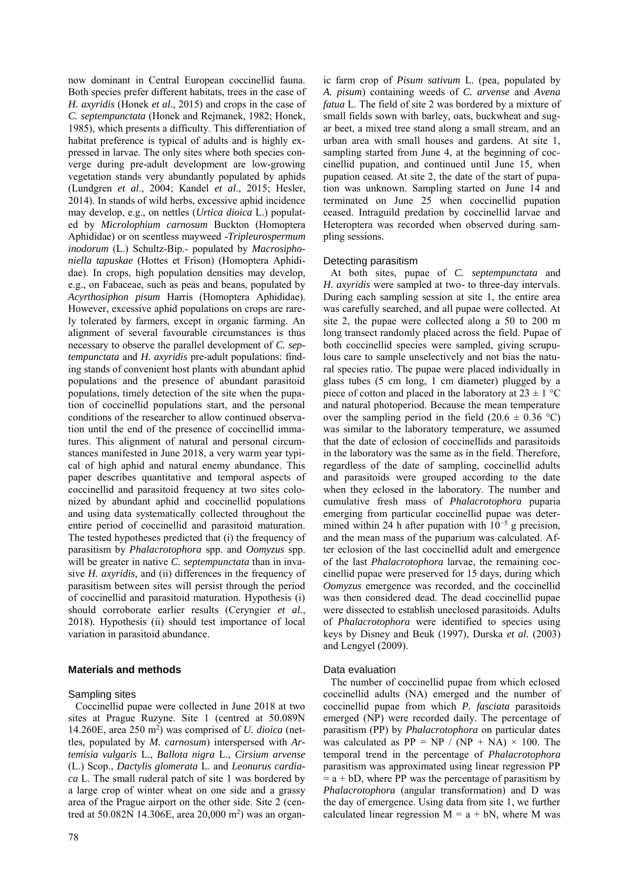now dominant in Central European coccinellid fauna. Both species prefer different habitats, trees in the case of *H. axyridis* (Honek *et al*., 2015) and crops in the case of *C. septempunctata* (Honek and Rejmanek, 1982; Honek, 1985), which presents a difficulty. This differentiation of habitat preference is typical of adults and is highly expressed in larvae. The only sites where both species converge during pre-adult development are low-growing vegetation stands very abundantly populated by aphids (Lundgren *et al*., 2004; Kandel *et al*., 2015; Hesler, 2014). In stands of wild herbs, excessive aphid incidence may develop, e.g., on nettles (*Urtica dioica* L.) populated by *Microlophium carnosum* Buckton (Homoptera Aphididae) or on scentless mayweed -*Tripleurospermum inodorum* (L.) Schultz-Bip.- populated by *Macrosiphoniella tapuskae* (Hottes et Frison) (Homoptera Aphididae). In crops, high population densities may develop, e.g., on Fabaceae, such as peas and beans, populated by *Acyrthosiphon pisum* Harris (Homoptera Aphididae). However, excessive aphid populations on crops are rarely tolerated by farmers, except in organic farming. An alignment of several favourable circumstances is thus necessary to observe the parallel development of *C. septempunctata* and *H. axyridis* pre-adult populations: finding stands of convenient host plants with abundant aphid populations and the presence of abundant parasitoid populations, timely detection of the site when the pupation of coccinellid populations start, and the personal conditions of the researcher to allow continued observation until the end of the presence of coccinellid immatures. This alignment of natural and personal circumstances manifested in June 2018, a very warm year typical of high aphid and natural enemy abundance. This paper describes quantitative and temporal aspects of coccinellid and parasitoid frequency at two sites colonized by abundant aphid and coccinellid populations and using data systematically collected throughout the entire period of coccinellid and parasitoid maturation. The tested hypotheses predicted that (i) the frequency of parasitism by *Phalacrotophora* spp. and *Oomyzus* spp. will be greater in native *C. septempunctata* than in invasive *H. axyridis*, and (ii) differences in the frequency of parasitism between sites will persist through the period of coccinellid and parasitoid maturation. Hypothesis (i) should corroborate earlier results (Ceryngier *et al.*, 2018). Hypothesis (ii) should test importance of local variation in parasitoid abundance.

## Materials and methods

### Sampling sites

Coccinellid pupae were collected in June 2018 at two sites at Prague Ruzyne. Site 1 (centred at 50.089N 14.260E, area 250 m$^2$) was comprised of *U. dioica* (nettles, populated by *M. carnosum*) interspersed with *Artemisia vulgaris* L., *Ballota nigra* L., *Cirsium arvense* (L.) Scop., *Dactylis glomerata* L. and *Leonurus cardiaca* L. The small ruderal patch of site 1 was bordered by a large crop of winter wheat on one side and a grassy area of the Prague airport on the other side. Site 2 (centred at 50.082N 14.306E, area 20,000 m$^2$) was an organic farm crop of *Pisum sativum* L. (pea, populated by *A. pisum*) containing weeds of *C. arvense* and *Avena fatua* L. The field of site 2 was bordered by a mixture of small fields sown with barley, oats, buckwheat and sugar beet, a mixed tree stand along a small stream, and an urban area with small houses and gardens. At site 1, sampling started from June 4, at the beginning of coccinellid pupation, and continued until June 15, when pupation ceased. At site 2, the date of the start of pupation was unknown. Sampling started on June 14 and terminated on June 25 when coccinellid pupation ceased. Intraguild predation by coccinellid larvae and Heteroptera was recorded when observed during sampling sessions.

### Detecting parasitism

At both sites, pupae of *C. septempunctata* and *H. axyridis* were sampled at two- to three-day intervals. During each sampling session at site 1, the entire area was carefully searched, and all pupae were collected. At site 2, the pupae were collected along a 50 to 200 m long transect randomly placed across the field. Pupae of both coccinellid species were sampled, giving scrupulous care to sample unselectively and not bias the natural species ratio. The pupae were placed individually in glass tubes (5 cm long, 1 cm diameter) plugged by a piece of cotton and placed in the laboratory at $23 \pm 1$ °C and natural photoperiod. Because the mean temperature over the sampling period in the field ($20.6 \pm 0.36$ °C) was similar to the laboratory temperature, we assumed that the date of eclosion of coccinellids and parasitoids in the laboratory was the same as in the field. Therefore, regardless of the date of sampling, coccinellid adults and parasitoids were grouped according to the date when they eclosed in the laboratory. The number and cumulative fresh mass of *Phalacrotophora* puparia emerging from particular coccinellid pupae was determined within 24 h after pupation with $10^{-5}$ g precision, and the mean mass of the puparium was calculated. After eclosion of the last coccinellid adult and emergence of the last *Phalacrotophora* larvae, the remaining coccinellid pupae were preserved for 15 days, during which *Oomyzus* emergence was recorded, and the coccinellid was then considered dead. The dead coccinellid pupae were dissected to establish uneclosed parasitoids. Adults of *Phalacrotophora* were identified to species using keys by Disney and Beuk (1997), Durska *et al.* (2003) and Lengyel (2009).

### Data evaluation

The number of coccinellid pupae from which eclosed coccinellid adults (NA) emerged and the number of coccinellid pupae from which *P. fasciata* parasitoids emerged (NP) were recorded daily. The percentage of parasitism (PP) by *Phalacrotophora* on particular dates was calculated as $PP = NP / (NP + NA) \times 100$. The temporal trend in the percentage of *Phalacrotophora* parasitism was approximated using linear regression $PP = a + bD$, where PP was the percentage of parasitism by *Phalacrotophora* (angular transformation) and D was the day of emergence. Using data from site 1, we further calculated linear regression $M = a + bN$, where M was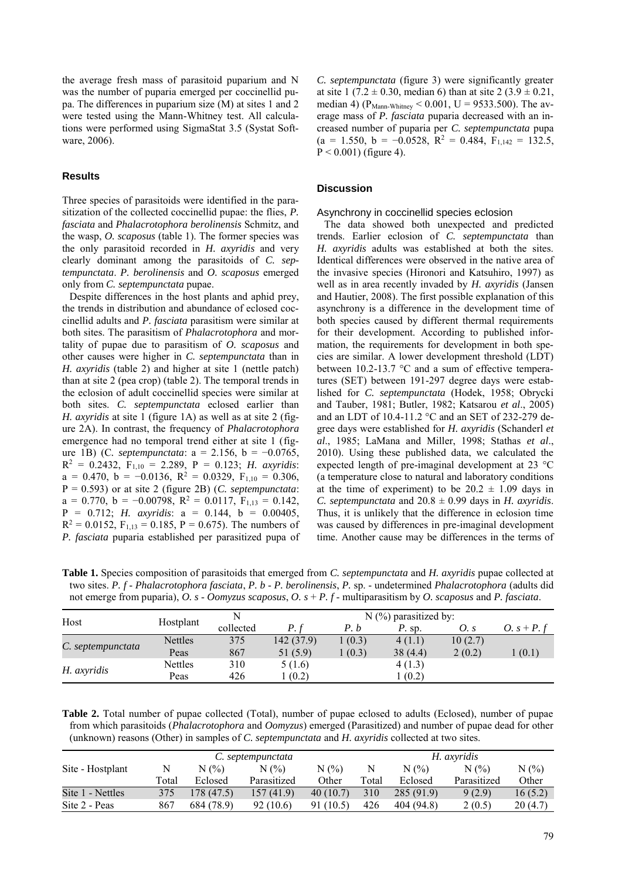the average fresh mass of parasitoid puparium and N was the number of puparia emerged per coccinellid pupa. The differences in puparium size (M) at sites 1 and 2 were tested using the Mann-Whitney test. All calculations were performed using SigmaStat 3.5 (Systat Software, 2006).

## Results

Three species of parasitoids were identified in the parasitization of the collected coccinellid pupae: the flies, *P. fasciata* and *Phalacrotophora berolinensis* Schmitz, and the wasp, *O. scaposus* (table 1). The former species was the only parasitoid recorded in *H. axyridis* and very clearly dominant among the parasitoids of *C. septempunctata*. *P. berolinensis* and *O. scaposus* emerged only from *C. septempunctata* pupae.

Despite differences in the host plants and aphid prey, the trends in distribution and abundance of eclosed coccinellid adults and *P. fasciata* parasitism were similar at both sites. The parasitism of *Phalacrotophora* and mortality of pupae due to parasitism of *O. scaposus* and other causes were higher in *C. septempunctata* than in *H. axyridis* (table 2) and higher at site 1 (nettle patch) than at site 2 (pea crop) (table 2). The temporal trends in the eclosion of adult coccinellid species were similar at both sites. *C. septempunctata* eclosed earlier than *H. axyridis* at site 1 (figure 1A) as well as at site 2 (figure 2A). In contrast, the frequency of *Phalacrotophora* emergence had no temporal trend either at site 1 (figure 1B) (*C. septempunctata*: a = 2.156, b = −0.0765, $R^2$ = 0.2432, $F_{1,10}$ = 2.289, P = 0.123; *H. axyridis*: a = 0.470, b = −0.0136, $R^2$ = 0.0329, $F_{1,10}$ = 0.306, P = 0.593) or at site 2 (figure 2B) (*C. septempunctata*: a = 0.770, b = −0.00798, $R^2$ = 0.0117, $F_{1,13}$ = 0.142, P = 0.712; *H. axyridis*: a = 0.144, b = 0.00405, $R^2$ = 0.0152, $F_{1,13}$ = 0.185, P = 0.675). The numbers of *P. fasciata* puparia established per parasitized pupa of *C. septempunctata* (figure 3) were significantly greater at site 1 (7.2 ± 0.30, median 6) than at site 2 (3.9 ± 0.21, median 4) ($P_{Mann-Whitney}$ < 0.001, U = 9533.500). The average mass of *P. fasciata* puparia decreased with an increased number of puparia per *C. septempunctata* pupa (a = 1.550, b = −0.0528, $R^2$ = 0.484, $F_{1,142}$ = 132.5, P < 0.001) (figure 4).

## Discussion

### Asynchrony in coccinellid species eclosion

The data showed both unexpected and predicted trends. Earlier eclosion of *C. septempunctata* than *H. axyridis* adults was established at both the sites. Identical differences were observed in the native area of the invasive species (Hironori and Katsuhiro, 1997) as well as in area recently invaded by *H. axyridis* (Jansen and Hautier, 2008). The first possible explanation of this asynchrony is a difference in the development time of both species caused by different thermal requirements for their development. According to published information, the requirements for development in both species are similar. A lower development threshold (LDT) between 10.2-13.7 °C and a sum of effective temperatures (SET) between 191-297 degree days were established for *C. septempunctata* (Hodek, 1958; Obrycki and Tauber, 1981; Butler, 1982; Katsarou *et al*., 2005) and an LDT of 10.4-11.2 °C and an SET of 232-279 degree days were established for *H. axyridis* (Schanderl *et al*., 1985; LaMana and Miller, 1998; Stathas *et al*., 2010). Using these published data, we calculated the expected length of pre-imaginal development at 23 °C (a temperature close to natural and laboratory conditions at the time of experiment) to be 20.2 ± 1.09 days in *C. septempunctata* and 20.8 ± 0.99 days in *H. axyridis*. Thus, it is unlikely that the difference in eclosion time was caused by differences in pre-imaginal development time. Another cause may be differences in the terms of

**Table 1.** Species composition of parasitoids that emerged from *C. septempunctata* and *H. axyridis* pupae collected at two sites. *P. f* - *Phalacrotophora fasciata*, *P. b* - *P. berolinensis*, *P.* sp. - undetermined *Phalacrotophora* (adults did not emerge from puparia), *O. s* - *Oomyzus scaposus*, *O. s* + *P. f* - multiparasitism by *O. scaposus* and *P. fasciata*.

| Host | Hostplant | N | N (%) parasitized by: | | | | |
|---|---|---|---|---|---|---|---|
| | | collected | *P. f* | *P. b* | *P.* sp. | *O. s* | *O. s* + *P. f* |
| *C. septempunctata* | Nettles | 375 | 142 (37.9) | 1 (0.3) | 4 (1.1) | 10 (2.7) | |
| | Peas | 867 | 51 (5.9) | 1 (0.3) | 38 (4.4) | 2 (0.2) | 1 (0.1) |
| *H. axyridis* | Nettles | 310 | 5 (1.6) | | 4 (1.3) | | |
| | Peas | 426 | 1 (0.2) | | 1 (0.2) | | |

**Table 2.** Total number of pupae collected (Total), number of pupae eclosed to adults (Eclosed), number of pupae from which parasitoids (*Phalacrotophora* and *Oomyzus*) emerged (Parasitized) and number of pupae dead for other (unknown) reasons (Other) in samples of *C. septempunctata* and *H. axyridis* collected at two sites.

| Site - Hostplant | *C. septempunctata* | | | | *H. axyridis* | | | |
|---|---|---|---|---|---|---|---|---|
| | N Total | N (%) Eclosed | N (%) Parasitized | N (%) Other | N Total | N (%) Eclosed | N (%) Parasitized | N (%) Other |
| Site 1 - Nettles | 375 | 178 (47.5) | 157 (41.9) | 40 (10.7) | 310 | 285 (91.9) | 9 (2.9) | 16 (5.2) |
| Site 2 - Peas | 867 | 684 (78.9) | 92 (10.6) | 91 (10.5) | 426 | 404 (94.8) | 2 (0.5) | 20 (4.7) |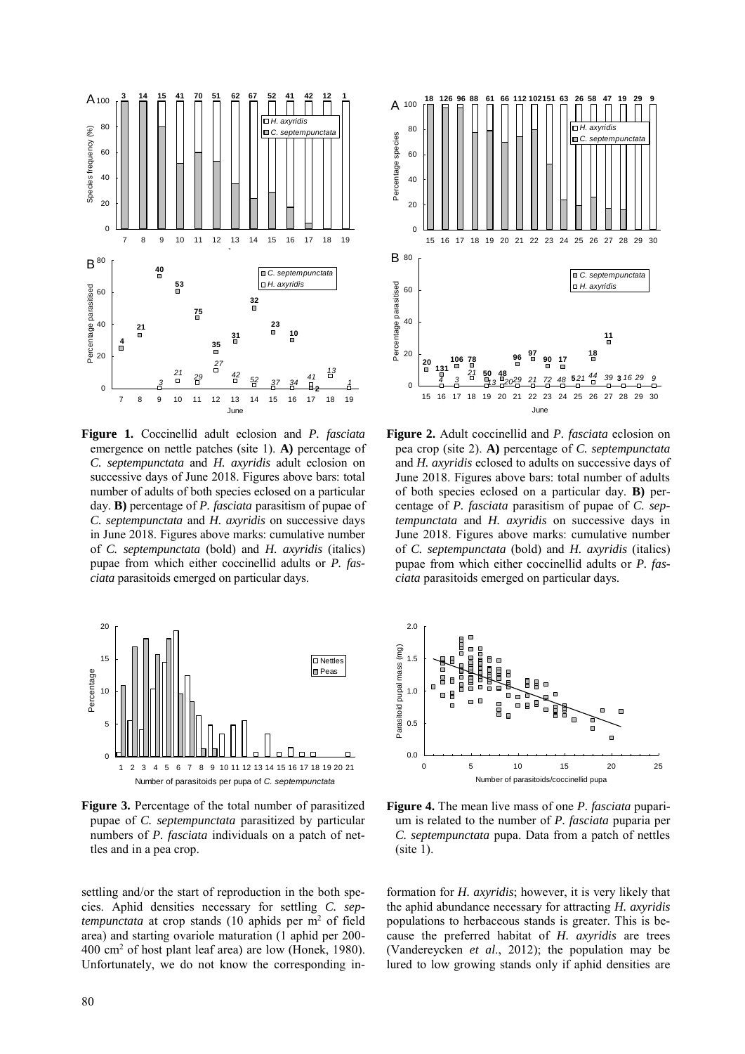**Figure 1.** Coccinellid adult eclosion and *P. fasciata* emergence on nettle patches (site 1). **A)** percentage of *C. septempunctata* and *H. axyridis* adult eclosion on successive days of June 2018. Figures above bars: total number of adults of both species eclosed on a particular day. **B)** percentage of *P. fasciata* parasitism of pupae of *C. septempunctata* and *H. axyridis* on successive days in June 2018. Figures above marks: cumulative number of *C. septempunctata* (bold) and *H. axyridis* (italics) pupae from which either coccinellid adults or *P. fasciata* parasitoids emerged on particular days.

**Figure 2.** Adult coccinellid and *P. fasciata* eclosion on pea crop (site 2). **A)** percentage of *C. septempunctata* and *H. axyridis* eclosed to adults on successive days of June 2018. Figures above bars: total number of adults of both species eclosed on a particular day. **B)** percentage of *P. fasciata* parasitism of pupae of *C. septempunctata* and *H. axyridis* on successive days in June 2018. Figures above marks: cumulative number of *C. septempunctata* (bold) and *H. axyridis* (italics) pupae from which either coccinellid adults or *P. fasciata* parasitoids emerged on particular days.

**Figure 3.** Percentage of the total number of parasitized pupae of *C. septempunctata* parasitized by particular numbers of *P. fasciata* individuals on a patch of nettles and in a pea crop.

**Figure 4.** The mean live mass of one *P. fasciata* puparium is related to the number of *P. fasciata* puparia per *C. septempunctata* pupa. Data from a patch of nettles (site 1).

settling and/or the start of reproduction in the both species. Aphid densities necessary for settling *C. septempunctata* at crop stands (10 aphids per $m^2$ of field area) and starting ovariole maturation (1 aphid per 200-400 $cm^2$ of host plant leaf area) are low (Honek, 1980). Unfortunately, we do not know the corresponding information for *H. axyridis*; however, it is very likely that the aphid abundance necessary for attracting *H. axyridis* populations to herbaceous stands is greater. This is because the preferred habitat of *H. axyridis* are trees (Vandereycken *et al*., 2012); the population may be lured to low growing stands only if aphid densities are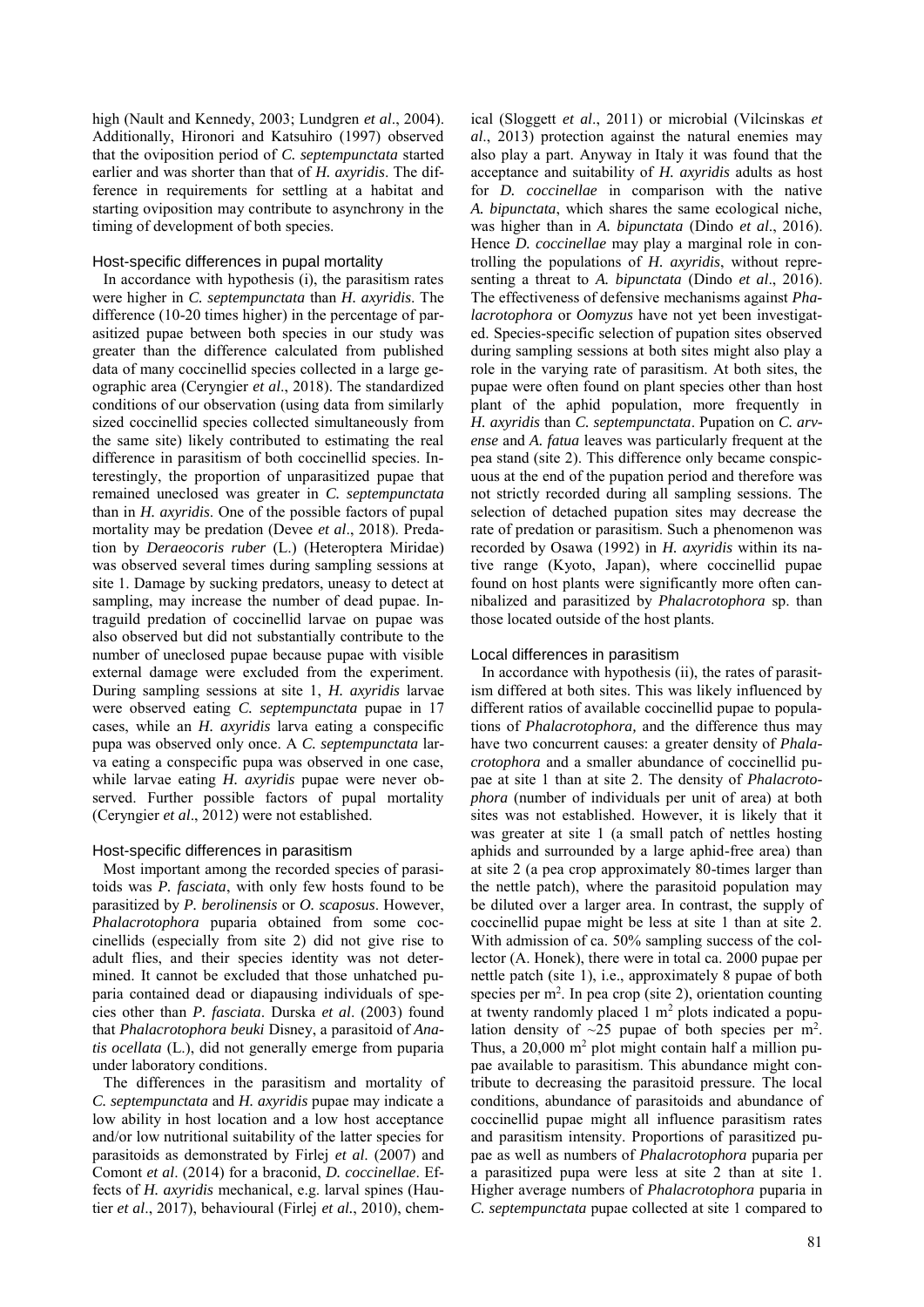high (Nault and Kennedy, 2003; Lundgren *et al*., 2004). Additionally, Hironori and Katsuhiro (1997) observed that the oviposition period of *C. septempunctata* started earlier and was shorter than that of *H. axyridis*. The difference in requirements for settling at a habitat and starting oviposition may contribute to asynchrony in the timing of development of both species.

### Host-specific differences in pupal mortality

In accordance with hypothesis (i), the parasitism rates were higher in *C. septempunctata* than *H. axyridis*. The difference (10-20 times higher) in the percentage of parasitized pupae between both species in our study was greater than the difference calculated from published data of many coccinellid species collected in a large geographic area (Ceryngier *et al*., 2018). The standardized conditions of our observation (using data from similarly sized coccinellid species collected simultaneously from the same site) likely contributed to estimating the real difference in parasitism of both coccinellid species. Interestingly, the proportion of unparasitized pupae that remained uneclosed was greater in *C. septempunctata* than in *H. axyridis*. One of the possible factors of pupal mortality may be predation (Devee *et al*., 2018). Predation by *Deraeocoris ruber* (L.) (Heteroptera Miridae) was observed several times during sampling sessions at site 1. Damage by sucking predators, uneasy to detect at sampling, may increase the number of dead pupae. Intraguild predation of coccinellid larvae on pupae was also observed but did not substantially contribute to the number of uneclosed pupae because pupae with visible external damage were excluded from the experiment. During sampling sessions at site 1, *H. axyridis* larvae were observed eating *C. septempunctata* pupae in 17 cases, while an *H. axyridis* larva eating a conspecific pupa was observed only once. A *C. septempunctata* larva eating a conspecific pupa was observed in one case, while larvae eating *H. axyridis* pupae were never observed. Further possible factors of pupal mortality (Ceryngier *et al*., 2012) were not established.

### Host-specific differences in parasitism

Most important among the recorded species of parasitoids was *P. fasciata*, with only few hosts found to be parasitized by *P. berolinensis* or *O. scaposus*. However, *Phalacrotophora* puparia obtained from some coccinellids (especially from site 2) did not give rise to adult flies, and their species identity was not determined. It cannot be excluded that those unhatched puparia contained dead or diapausing individuals of species other than *P. fasciata*. Durska *et al*. (2003) found that *Phalacrotophora beuki* Disney, a parasitoid of *Anatis ocellata* (L.), did not generally emerge from puparia under laboratory conditions.

The differences in the parasitism and mortality of *C. septempunctata* and *H. axyridis* pupae may indicate a low ability in host location and a low host acceptance and/or low nutritional suitability of the latter species for parasitoids as demonstrated by Firlej *et al*. (2007) and Comont *et al*. (2014) for a braconid, *D. coccinellae*. Effects of *H. axyridis* mechanical, e.g. larval spines (Hautier *et al*., 2017), behavioural (Firlej *et al*., 2010), chemical (Sloggett *et al*., 2011) or microbial (Vilcinskas *et al*., 2013) protection against the natural enemies may also play a part. Anyway in Italy it was found that the acceptance and suitability of *H. axyridis* adults as host for *D. coccinellae* in comparison with the native *A. bipunctata*, which shares the same ecological niche, was higher than in *A. bipunctata* (Dindo *et al*., 2016). Hence *D. coccinellae* may play a marginal role in controlling the populations of *H. axyridis*, without representing a threat to *A. bipunctata* (Dindo *et al*., 2016). The effectiveness of defensive mechanisms against *Phalacrotophora* or *Oomyzus* have not yet been investigated. Species-specific selection of pupation sites observed during sampling sessions at both sites might also play a role in the varying rate of parasitism. At both sites, the pupae were often found on plant species other than host plant of the aphid population, more frequently in *H. axyridis* than *C. septempunctata*. Pupation on *C. arvense* and *A. fatua* leaves was particularly frequent at the pea stand (site 2). This difference only became conspicuous at the end of the pupation period and therefore was not strictly recorded during all sampling sessions. The selection of detached pupation sites may decrease the rate of predation or parasitism. Such a phenomenon was recorded by Osawa (1992) in *H. axyridis* within its native range (Kyoto, Japan), where coccinellid pupae found on host plants were significantly more often cannibalized and parasitized by *Phalacrotophora* sp. than those located outside of the host plants.

### Local differences in parasitism

In accordance with hypothesis (ii), the rates of parasitism differed at both sites. This was likely influenced by different ratios of available coccinellid pupae to populations of *Phalacrotophora,* and the difference thus may have two concurrent causes: a greater density of *Phalacrotophora* and a smaller abundance of coccinellid pupae at site 1 than at site 2. The density of *Phalacrotophora* (number of individuals per unit of area) at both sites was not established. However, it is likely that it was greater at site 1 (a small patch of nettles hosting aphids and surrounded by a large aphid-free area) than at site 2 (a pea crop approximately 80-times larger than the nettle patch), where the parasitoid population may be diluted over a larger area. In contrast, the supply of coccinellid pupae might be less at site 1 than at site 2. With admission of ca. 50% sampling success of the collector (A. Honek), there were in total ca. 2000 pupae per nettle patch (site 1), i.e., approximately 8 pupae of both species per m$^2$. In pea crop (site 2), orientation counting at twenty randomly placed 1 m$^2$ plots indicated a population density of ~25 pupae of both species per m$^2$. Thus, a 20,000 m$^2$ plot might contain half a million pupae available to parasitism. This abundance might contribute to decreasing the parasitoid pressure. The local conditions, abundance of parasitoids and abundance of coccinellid pupae might all influence parasitism rates and parasitism intensity. Proportions of parasitized pupae as well as numbers of *Phalacrotophora* puparia per a parasitized pupa were less at site 2 than at site 1. Higher average numbers of *Phalacrotophora* puparia in *C. septempunctata* pupae collected at site 1 compared to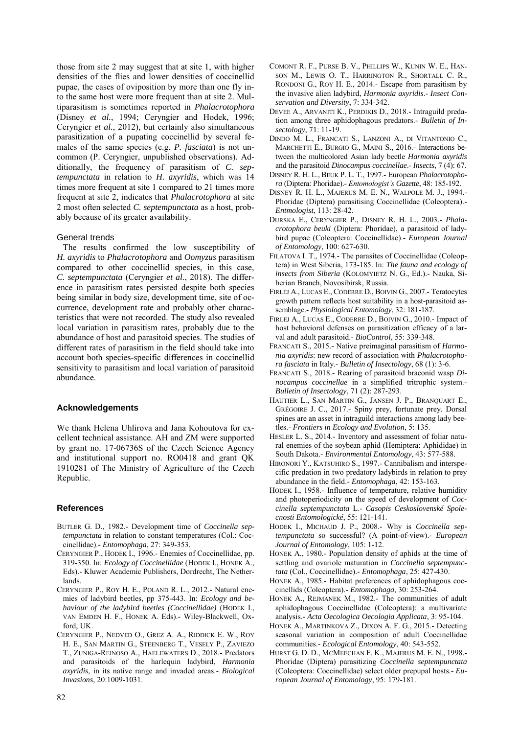those from site 2 may suggest that at site 1, with higher densities of the flies and lower densities of coccinellid pupae, the cases of oviposition by more than one fly into the same host were more frequent than at site 2. Multiparasitism is sometimes reported in *Phalacrotophora* (Disney *et al.*, 1994; Ceryngier and Hodek, 1996; Ceryngier *et al.*, 2012), but certainly also simultaneous parasitization of a pupating coccinellid by several females of the same species (e.g. *P. fasciata*) is not uncommon (P. Ceryngier, unpublished observations). Additionally, the frequency of parasitism of *C. septempunctata* in relation to *H. axyridis*, which was 14 times more frequent at site 1 compared to 21 times more frequent at site 2, indicates that *Phalacrotophora* at site 2 most often selected *C. septempunctata* as a host, probably because of its greater availability.

### General trends

The results confirmed the low susceptibility of *H. axyridis* to *Phalacrotophora* and *Oomyzus* parasitism compared to other coccinellid species, in this case, *C. septempunctata* (Ceryngier *et al*., 2018). The difference in parasitism rates persisted despite both species being similar in body size, development time, site of occurrence, development rate and probably other characteristics that were not recorded. The study also revealed local variation in parasitism rates, probably due to the abundance of host and parasitoid species. The studies of different rates of parasitism in the field should take into account both species-specific differences in coccinellid sensitivity to parasitism and local variation of parasitoid abundance.

## Acknowledgements

We thank Helena Uhlirova and Jana Kohoutova for excellent technical assistance. AH and ZM were supported by grant no. 17-06736S of the Czech Science Agency and institutional support no. RO0418 and grant QK 1910281 of The Ministry of Agriculture of the Czech Republic.

## References

BUTLER G. D., 1982.- Development time of *Coccinella septempunctata* in relation to constant temperatures (Col.: Coccinellidae).- *Entomophaga*, 27: 349-353.

CERYNGIER P., HODEK I., 1996.- Enemies of Coccinellidae, pp. 319-350. In: *Ecology of Coccinellidae* (HODEK I., HONEK A., Eds).- Kluwer Academic Publishers, Dordrecht, The Netherlands.

CERYNGIER P., ROY H. E., POLAND R. L., 2012.- Natural enemies of ladybird beetles, pp 375-443. In: *Ecology and behaviour of the ladybird beetles (Coccinellidae)* (HODEK I., VAN EMDEN H. F., HONEK A. Eds).- Wiley-Blackwell, Oxford, UK.

CERYNGIER P., NEDVED O., GREZ A. A., RIDDICK E. W., ROY H. E., SAN MARTIN G., STEENBERG T., VESELY P., ZAVIEZO T., ZUNIGA-REINOSO A., HAELEWATERS D., 2018.- Predators and parasitoids of the harlequin ladybird, *Harmonia axyridis*, in its native range and invaded areas.- *Biological Invasions*, 20:1009-1031.

COMONT R. F., PURSE B. V., PHILLIPS W., KUNIN W. E., HANSON M., LEWIS O. T., HARRINGTON R., SHORTALL C. R., RONDONI G., ROY H. E., 2014.- Escape from parasitism by the invasive alien ladybird, *Harmonia axyridis*.- *Insect Conservation and Diversity*, 7: 334-342.

DEVEE A., ARVANITI K., PERDIKIS D., 2018.- Intraguild predation among three aphidophagous predators.- *Bulletin of Insectology*, 71: 11-19.

DINDO M. L., FRANCATI S., LANZONI A., DI VITANTONIO C., MARCHETTI E., BURGIO G., MAINI S., 2016.- Interactions between the multicolored Asian lady beetle *Harmonia axyridis* and the parasitoid *Dinocampus coccinellae*.- *Insects*, 7 (4): 67.

DISNEY R. H. L., BEUK P. L. T., 1997.- European *Phalacrotophora* (Diptera: Phoridae).- *Entomologist's Gazette*, 48: 185-192.

DISNEY R. H. L., MAJERUS M. E. N., WALPOLE M. J., 1994.- Phoridae (Diptera) parasitising Coccinellidae (Coleoptera).- *Entmologist*, 113: 28-42.

DURSKA E., CERYNGIER P., DISNEY R. H. L., 2003.- *Phalacrotophora beuki* (Diptera: Phoridae), a parasitoid of ladybird pupae (Coleoptera: Coccinellidae).- *European Journal of Entomology*, 100: 627-630.

FILATOVA I. T., 1974.- The parasites of Coccinellidae (Coleoptera) in West Siberia, 173-185. In: *The fauna and ecology of insects from Siberia* (KOLOMYIETZ N. G., Ed.).- Nauka, Siberian Branch, Novosibirsk, Russia.

FIRLEJ A., LUCAS E., CODERRE D., BOIVIN G., 2007.- Teratocytes growth pattern reflects host suitability in a host-parasitoid assemblage.- *Physiological Entomology*, 32: 181-187.

FIRLEJ A., LUCAS E., CODERRE D., BOIVIN G., 2010.- Impact of host behavioral defenses on parasitization efficacy of a larval and adult parasitoid.- *BioControl*, 55: 339-348.

FRANCATI S., 2015.- Native preimaginal parasitism of *Harmonia axyridis*: new record of association with *Phalacrotophora fasciata* in Italy.- *Bulletin of Insectology*, 68 (1): 3-6.

FRANCATI S., 2018.- Rearing of parasitoid braconid wasp *Dinocampus coccinellae* in a simplified tritrophic system.- *Bulletin of Insectology*, 71 (2): 287-293.

HAUTIER L., SAN MARTIN G., JANSEN J. P., BRANQUART E., GRÉGOIRE J. C., 2017.- Spiny prey, fortunate prey. Dorsal spines are an asset in intraguild interactions among lady beetles.- *Frontiers in Ecology and Evolution*, 5: 135.

HESLER L. S., 2014.- Inventory and assessment of foliar natural enemies of the soybean aphid (Hemiptera: Aphididae) in South Dakota.- *Environmental Entomology*, 43: 577-588.

HIRONORI Y., KATSUHIRO S., 1997.- Cannibalism and interspecific predation in two predatory ladybirds in relation to prey abundance in the field.- *Entomophaga*, 42: 153-163.

HODEK I., 1958.- Influence of temperature, relative humidity and photoperiodicity on the speed of development of *Coccinella septempunctata* L.- *Casopis Ceskoslovenské Spolecnosti Entomologické*, 55: 121-141.

HODEK I., MICHAUD J. P., 2008.- Why is *Coccinella septempunctata* so successful? (A point-of-view).- *European Journal of Entomology*, 105: 1-12.

HONEK A., 1980.- Population density of aphids at the time of settling and ovariole maturation in *Coccinella septempunctata* (Col., Coccinellidae).- *Entomophaga*, 25: 427-430.

HONEK A., 1985.- Habitat preferences of aphidophagous coccinellids (Coleoptera).- *Entomophaga*, 30: 253-264.

HONEK A., REJMANEK M., 1982.- The communities of adult aphidophagous Coccinellidae (Coleoptera): a multivariate analysis.- *Acta Oecologica Oecologia Applicata*, 3: 95-104.

HONEK A., MARTINKOVA Z., DIXON A. F. G., 2015.- Detecting seasonal variation in composition of adult Coccinellidae communities.- *Ecological Entomology*, 40: 543-552.

HURST G. D. D., MCMEECHAN F. K., MAJERUS M. E. N., 1998.- Phoridae (Diptera) parasitizing *Coccinella septempunctata* (Coleoptera: Coccinellidae) select older prepupal hosts.- *European Journal of Entomology*, 95: 179-181.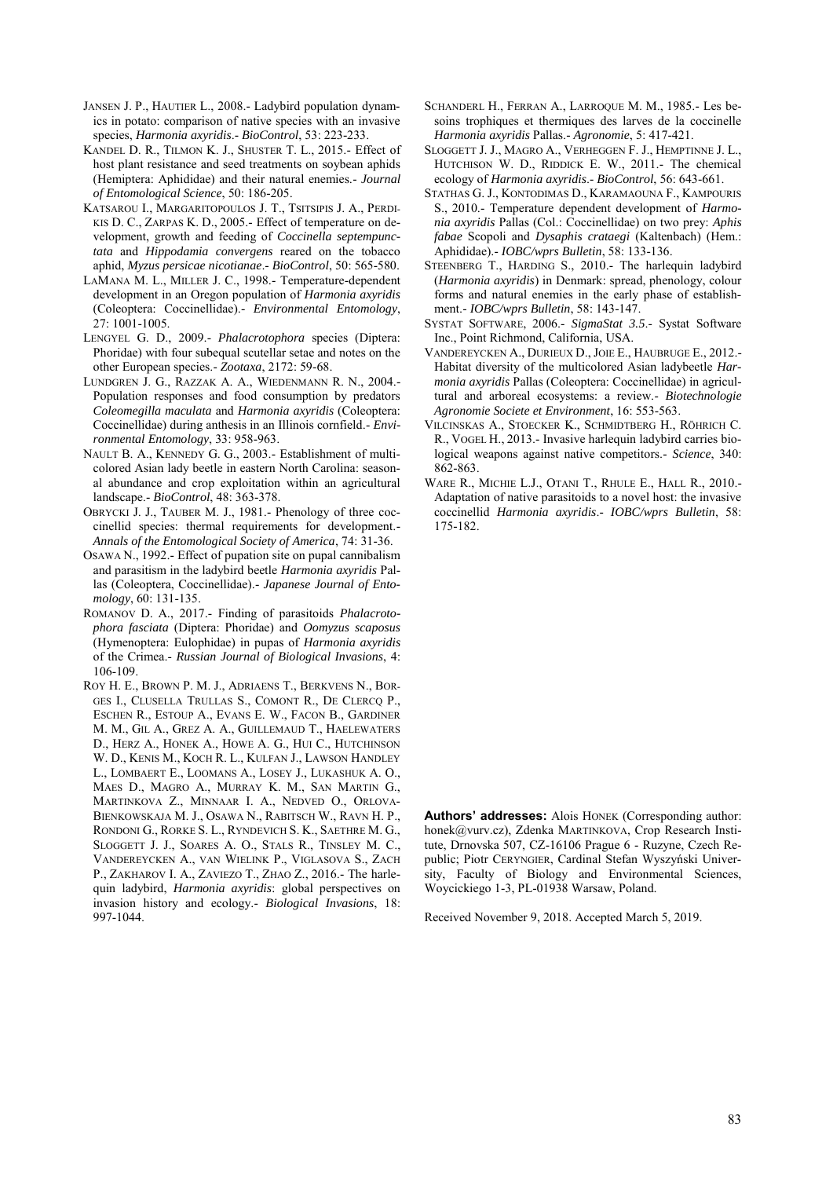JANSEN J. P., HAUTIER L., 2008.- Ladybird population dynamics in potato: comparison of native species with an invasive species, *Harmonia axyridis*.- *BioControl*, 53: 223-233.

KANDEL D. R., TILMON K. J., SHUSTER T. L., 2015.- Effect of host plant resistance and seed treatments on soybean aphids (Hemiptera: Aphididae) and their natural enemies.- *Journal of Entomological Science*, 50: 186-205.

KATSAROU I., MARGARITOPOULOS J. T., TSITSIPIS J. A., PERDIKIS D. C., ZARPAS K. D., 2005.- Effect of temperature on development, growth and feeding of *Coccinella septempunctata* and *Hippodamia convergens* reared on the tobacco aphid, *Myzus persicae nicotianae*.- *BioControl*, 50: 565-580.

LAMANA M. L., MILLER J. C., 1998.- Temperature-dependent development in an Oregon population of *Harmonia axyridis* (Coleoptera: Coccinellidae).- *Environmental Entomology*, 27: 1001-1005.

LENGYEL G. D., 2009.- *Phalacrotophora* species (Diptera: Phoridae) with four subequal scutellar setae and notes on the other European species.- *Zootaxa*, 2172: 59-68.

LUNDGREN J. G., RAZZAK A. A., WIEDENMANN R. N., 2004.- Population responses and food consumption by predators *Coleomegilla maculata* and *Harmonia axyridis* (Coleoptera: Coccinellidae) during anthesis in an Illinois cornfield.- *Environmental Entomology*, 33: 958-963.

NAULT B. A., KENNEDY G. G., 2003.- Establishment of multicolored Asian lady beetle in eastern North Carolina: seasonal abundance and crop exploitation within an agricultural landscape.- *BioControl*, 48: 363-378.

OBRYCKI J. J., TAUBER M. J., 1981.- Phenology of three coccinellid species: thermal requirements for development.- *Annals of the Entomological Society of America*, 74: 31-36.

OSAWA N., 1992.- Effect of pupation site on pupal cannibalism and parasitism in the ladybird beetle *Harmonia axyridis* Pallas (Coleoptera, Coccinellidae).- *Japanese Journal of Entomology*, 60: 131-135.

ROMANOV D. A., 2017.- Finding of parasitoids *Phalacrotophora fasciata* (Diptera: Phoridae) and *Oomyzus scaposus* (Hymenoptera: Eulophidae) in pupas of *Harmonia axyridis* of the Crimea.- *Russian Journal of Biological Invasions*, 4: 106-109.

ROY H. E., BROWN P. M. J., ADRIAENS T., BERKVENS N., BORGES I., CLUSELLA TRULLAS S., COMONT R., DE CLERCQ P., ESCHEN R., ESTOUP A., EVANS E. W., FACON B., GARDINER M. M., GIL A., GREZ A. A., GUILLEMAUD T., HAELEWATERS D., HERZ A., HONEK A., HOWE A. G., HUI C., HUTCHINSON W. D., KENIS M., KOCH R. L., KULFAN J., LAWSON HANDLEY L., LOMBAERT E., LOOMANS A., LOSEY J., LUKASHUK A. O., MAES D., MAGRO A., MURRAY K. M., SAN MARTIN G., MARTINKOVA Z., MINNAAR I. A., NEDVED O., ORLOVA-BIENKOWSKAJA M. J., OSAWA N., RABITSCH W., RAVN H. P., RONDONI G., RORKE S. L., RYNDEVICH S. K., SAETHRE M. G., SLOGGETT J. J., SOARES A. O., STALS R., TINSLEY M. C., VANDEREYCKEN A., VAN WIELINK P., VIGLASOVA S., ZACH P., ZAKHAROV I. A., ZAVIEZO T., ZHAO Z., 2016.- The harlequin ladybird, *Harmonia axyridis*: global perspectives on invasion history and ecology.- *Biological Invasions*, 18: 997-1044.

SCHANDERL H., FERRAN A., LARROQUE M. M., 1985.- Les besoins trophiques et thermiques des larves de la coccinelle *Harmonia axyridis* Pallas.- *Agronomie*, 5: 417-421.

SLOGGETT J. J., MAGRO A., VERHEGGEN F. J., HEMPTINNE J. L., HUTCHISON W. D., RIDDICK E. W., 2011.- The chemical ecology of *Harmonia axyridis*.- *BioControl*, 56: 643-661.

STATHAS G. J., KONTODIMAS D., KARAMAOUNA F., KAMPOURIS S., 2010.- Temperature dependent development of *Harmonia axyridis* Pallas (Col.: Coccinellidae) on two prey: *Aphis fabae* Scopoli and *Dysaphis crataegi* (Kaltenbach) (Hem.: Aphididae).- *IOBC/wprs Bulletin*, 58: 133-136.

STEENBERG T., HARDING S., 2010.- The harlequin ladybird (*Harmonia axyridis*) in Denmark: spread, phenology, colour forms and natural enemies in the early phase of establishment.- *IOBC/wprs Bulletin*, 58: 143-147.

SYSTAT SOFTWARE, 2006.- *SigmaStat 3.5*.- Systat Software Inc., Point Richmond, California, USA.

VANDEREYCKEN A., DURIEUX D., JOIE E., HAUBRUGE E., 2012.- Habitat diversity of the multicolored Asian ladybeetle *Harmonia axyridis* Pallas (Coleoptera: Coccinellidae) in agricultural and arboreal ecosystems: a review.- *Biotechnologie Agronomie Societe et Environment*, 16: 553-563.

VILCINSKAS A., STOECKER K., SCHMIDTBERG H., RÖHRICH C. R., VOGEL H., 2013.- Invasive harlequin ladybird carries biological weapons against native competitors.- *Science*, 340: 862-863.

WARE R., MICHIE L.J., OTANI T., RHULE E., HALL R., 2010.- Adaptation of native parasitoids to a novel host: the invasive coccinellid *Harmonia axyridis*.- *IOBC/wprs Bulletin*, 58: 175-182.

**Authors' addresses:** Alois HONEK (Corresponding author: honek@vurv.cz), Zdenka MARTINKOVA, Crop Research Institute, Drnovska 507, CZ-16106 Prague 6 - Ruzyne, Czech Republic; Piotr CERYNGIER, Cardinal Stefan Wyszyński University, Faculty of Biology and Environmental Sciences, Woycickiego 1-3, PL-01938 Warsaw, Poland.

Received November 9, 2018. Accepted March 5, 2019.